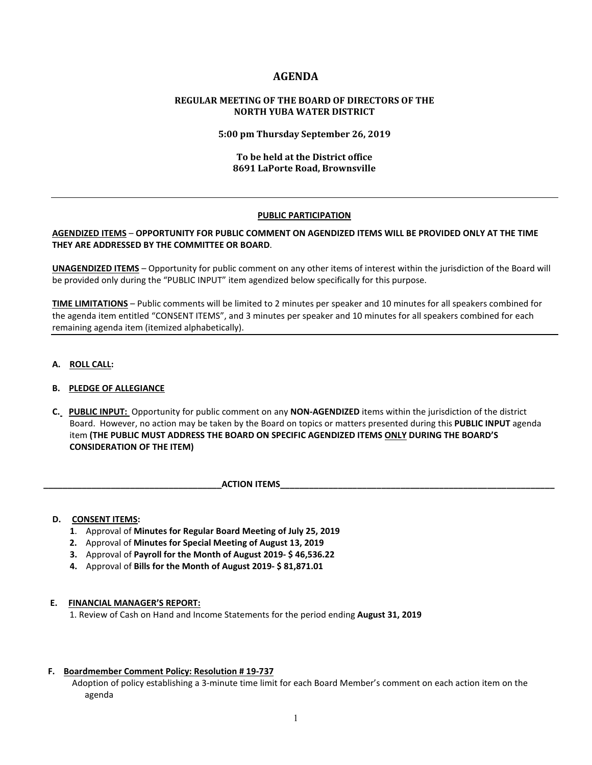# AGENDA

## REGULAR MEETING OF THE BOARD OF DIRECTORS OF THE NORTH YUBA WATER DISTRICT

**5:00 pm Thursday September 26, 2019**

**To be held at the District office**
**8691 LaPorte Road, Brownsville**

---

### PUBLIC PARTICIPATION

**AGENDIZED ITEMS** – **OPPORTUNITY FOR PUBLIC COMMENT ON AGENDIZED ITEMS WILL BE PROVIDED ONLY AT THE TIME THEY ARE ADDRESSED BY THE COMMITTEE OR BOARD**.

**UNAGENDIZED ITEMS** – Opportunity for public comment on any other items of interest within the jurisdiction of the Board will be provided only during the "PUBLIC INPUT" item agendized below specifically for this purpose.

**TIME LIMITATIONS** – Public comments will be limited to 2 minutes per speaker and 10 minutes for all speakers combined for the agenda item entitled "CONSENT ITEMS", and 3 minutes per speaker and 10 minutes for all speakers combined for each remaining agenda item (itemized alphabetically).

---

**A. ROLL CALL:**

**B. PLEDGE OF ALLEGIANCE**

**C. PUBLIC INPUT:** Opportunity for public comment on any **NON-AGENDIZED** items within the jurisdiction of the district Board. However, no action may be taken by the Board on topics or matters presented during this **PUBLIC INPUT** agenda item **(THE PUBLIC MUST ADDRESS THE BOARD ON SPECIFIC AGENDIZED ITEMS ONLY DURING THE BOARD'S CONSIDERATION OF THE ITEM)**

**ACTION ITEMS**

**D. CONSENT ITEMS:**

1. Approval of **Minutes for Regular Board Meeting of July 25, 2019**
2. Approval of **Minutes for Special Meeting of August 13, 2019**
3. Approval of **Payroll for the Month of August 2019- $ 46,536.22**
4. Approval of **Bills for the Month of August 2019- $ 81,871.01**

**E. FINANCIAL MANAGER'S REPORT:**

1. Review of Cash on Hand and Income Statements for the period ending **August 31, 2019**

**F. Boardmember Comment Policy: Resolution # 19-737**

Adoption of policy establishing a 3-minute time limit for each Board Member's comment on each action item on the agenda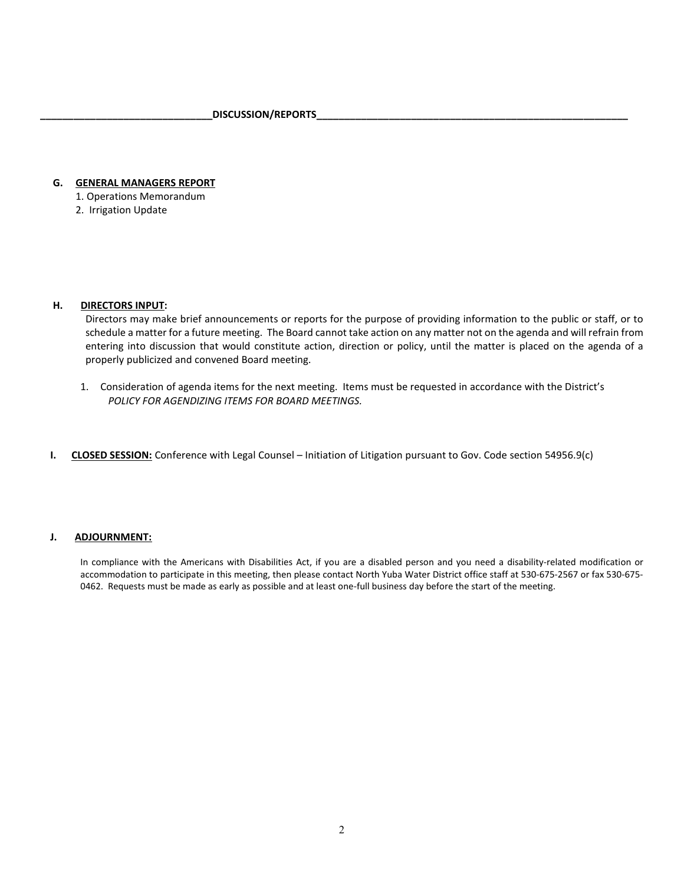## DISCUSSION/REPORTS

**G. <u>GENERAL MANAGERS REPORT</u>**

1. Operations Memorandum
2. Irrigation Update

**H. <u>DIRECTORS INPUT</u>:**

Directors may make brief announcements or reports for the purpose of providing information to the public or staff, or to schedule a matter for a future meeting. The Board cannot take action on any matter not on the agenda and will refrain from entering into discussion that would constitute action, direction or policy, until the matter is placed on the agenda of a properly publicized and convened Board meeting.

1. Consideration of agenda items for the next meeting. Items must be requested in accordance with the District's *POLICY FOR AGENDIZING ITEMS FOR BOARD MEETINGS.*

**I. <u>CLOSED SESSION:</u>** Conference with Legal Counsel – Initiation of Litigation pursuant to Gov. Code section 54956.9(c)

**J. <u>ADJOURNMENT:</u>**

In compliance with the Americans with Disabilities Act, if you are a disabled person and you need a disability-related modification or accommodation to participate in this meeting, then please contact North Yuba Water District office staff at 530-675-2567 or fax 530-675-0462. Requests must be made as early as possible and at least one-full business day before the start of the meeting.